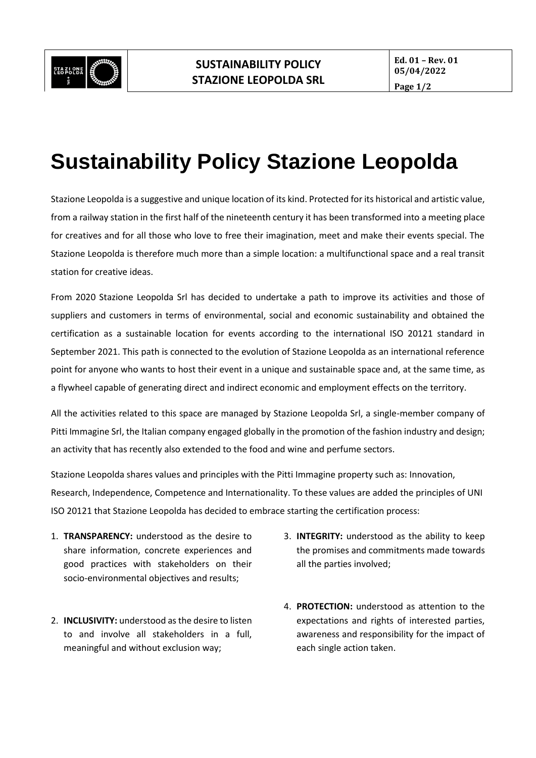# Sustainability Policy Stazione Leopolda

Stazione Leopolda is a suggestive and unique location of its kind. Protected for its historical and artistic value, from a railway station in the first half of the nineteenth century it has been transformed into a meeting place for creatives and for all those who love to free their imagination, meet and make their events special. The Stazione Leopolda is therefore much more than a simple location: a multifunctional space and a real transit station for creative ideas.

From 2020 Stazione Leopolda Srl has decided to undertake a path to improve its activities and those of suppliers and customers in terms of environmental, social and economic sustainability and obtained the certification as a sustainable location for events according to the international ISO 20121 standard in September 2021. This path is connected to the evolution of Stazione Leopolda as an international reference point for anyone who wants to host their event in a unique and sustainable space and, at the same time, as a flywheel capable of generating direct and indirect economic and employment effects on the territory.

All the activities related to this space are managed by Stazione Leopolda Srl, a single-member company of Pitti Immagine Srl, the Italian company engaged globally in the promotion of the fashion industry and design; an activity that has recently also extended to the food and wine and perfume sectors.

Stazione Leopolda shares values and principles with the Pitti Immagine property such as: Innovation, Research, Independence, Competence and Internationality. To these values are added the principles of UNI ISO 20121 that Stazione Leopolda has decided to embrace starting the certification process:

1. **TRANSPARENCY:** understood as the desire to share information, concrete experiences and good practices with stakeholders on their socio-environmental objectives and results;
2. **INCLUSIVITY:** understood as the desire to listen to and involve all stakeholders in a full, meaningful and without exclusion way;
3. **INTEGRITY:** understood as the ability to keep the promises and commitments made towards all the parties involved;
4. **PROTECTION:** understood as attention to the expectations and rights of interested parties, awareness and responsibility for the impact of each single action taken.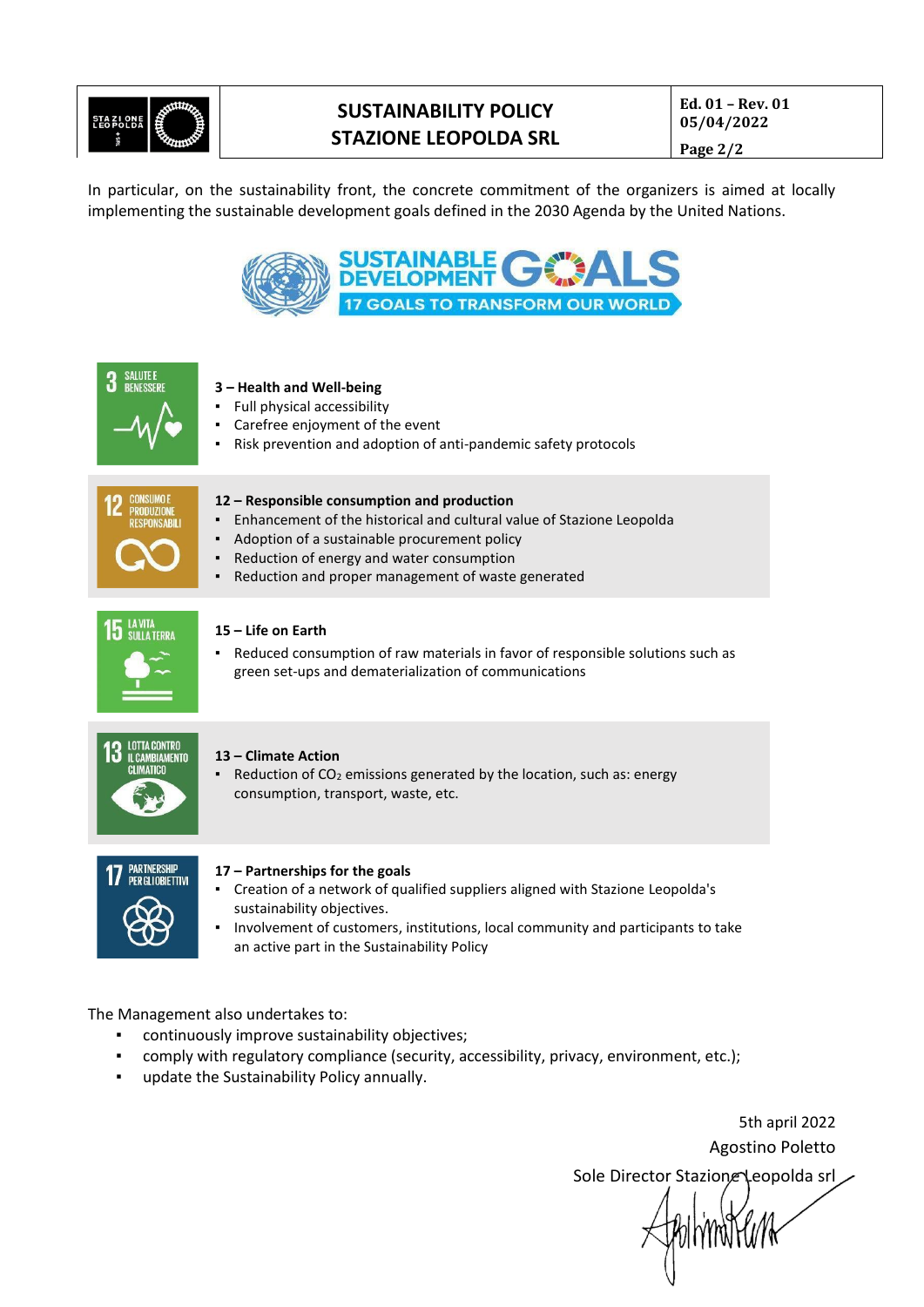In particular, on the sustainability front, the concrete commitment of the organizers is aimed at locally implementing the sustainable development goals defined in the 2030 Agenda by the United Nations.

**3 – Health and Well-being**

- Full physical accessibility
- Carefree enjoyment of the event
- Risk prevention and adoption of anti-pandemic safety protocols

**12 – Responsible consumption and production**

- Enhancement of the historical and cultural value of Stazione Leopolda
- Adoption of a sustainable procurement policy
- Reduction of energy and water consumption
- Reduction and proper management of waste generated

**15 – Life on Earth**

- Reduced consumption of raw materials in favor of responsible solutions such as green set-ups and dematerialization of communications

**13 – Climate Action**

- Reduction of $CO_2$ emissions generated by the location, such as: energy consumption, transport, waste, etc.

**17 – Partnerships for the goals**

- Creation of a network of qualified suppliers aligned with Stazione Leopolda's sustainability objectives.
- Involvement of customers, institutions, local community and participants to take an active part in the Sustainability Policy

The Management also undertakes to:

- continuously improve sustainability objectives;
- comply with regulatory compliance (security, accessibility, privacy, environment, etc.);
- update the Sustainability Policy annually.

5th april 2022
Agostino Poletto
Sole Director Stazione Leopolda srl